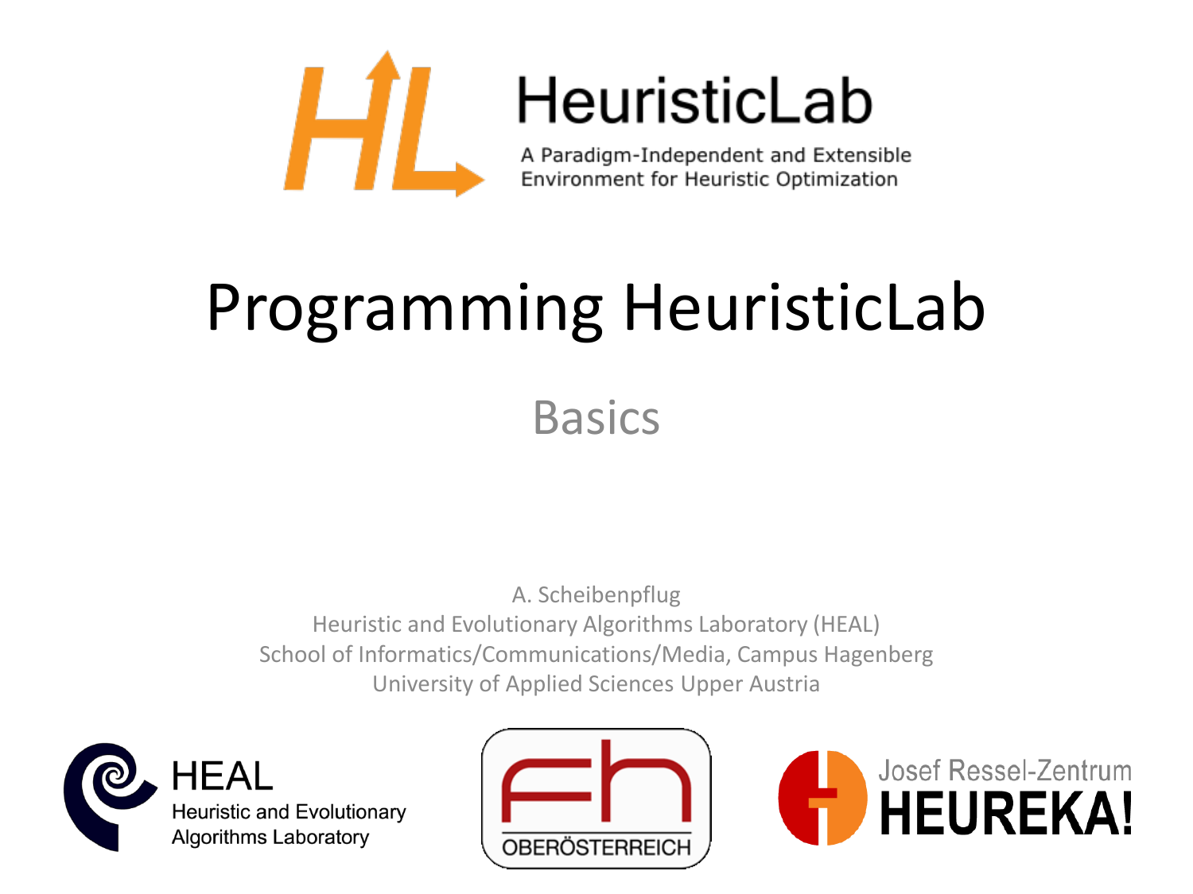HeuristicLab

A Paradigm-Independent and Extensible Environment for Heuristic Optimization

# Programming HeuristicLab

## Basics

A. Scheibenpflug
Heuristic and Evolutionary Algorithms Laboratory (HEAL)
School of Informatics/Communications/Media, Campus Hagenberg
University of Applied Sciences Upper Austria

HEAL
Heuristic and Evolutionary Algorithms Laboratory

fh OBERÖSTERREICH

Josef Ressel-Zentrum HEUREKA!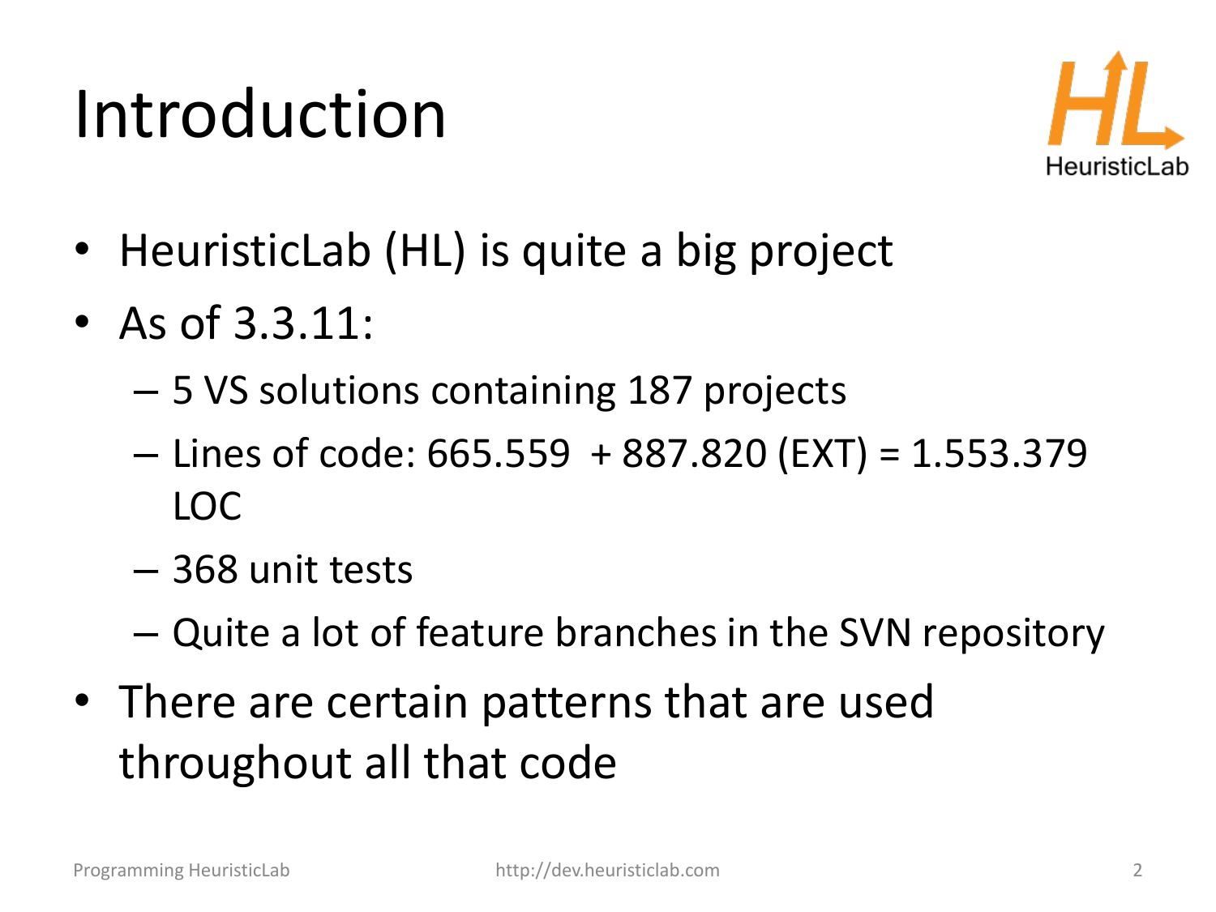# Introduction

- HeuristicLab (HL) is quite a big project
- As of 3.3.11:
  - 5 VS solutions containing 187 projects
  - Lines of code: 665.559 + 887.820 (EXT) = 1.553.379 LOC
  - 368 unit tests
  - Quite a lot of feature branches in the SVN repository
- There are certain patterns that are used throughout all that code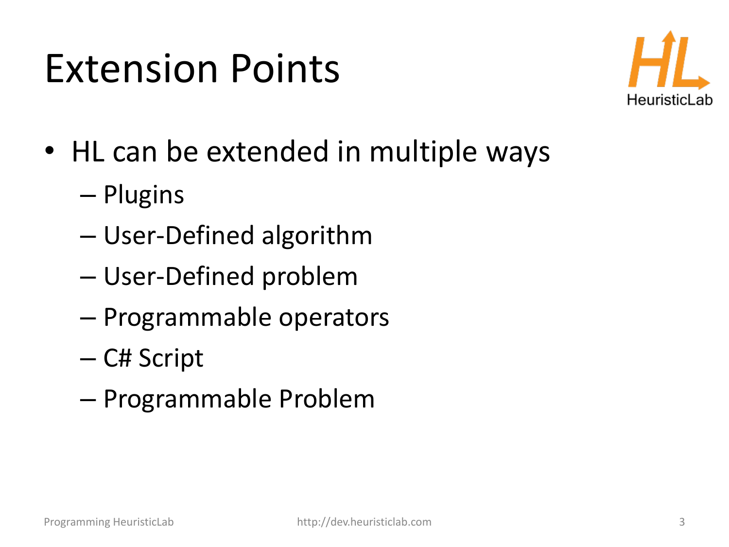# Extension Points

- HL can be extended in multiple ways
  - Plugins
  - User-Defined algorithm
  - User-Defined problem
  - Programmable operators
  - C# Script
  - Programmable Problem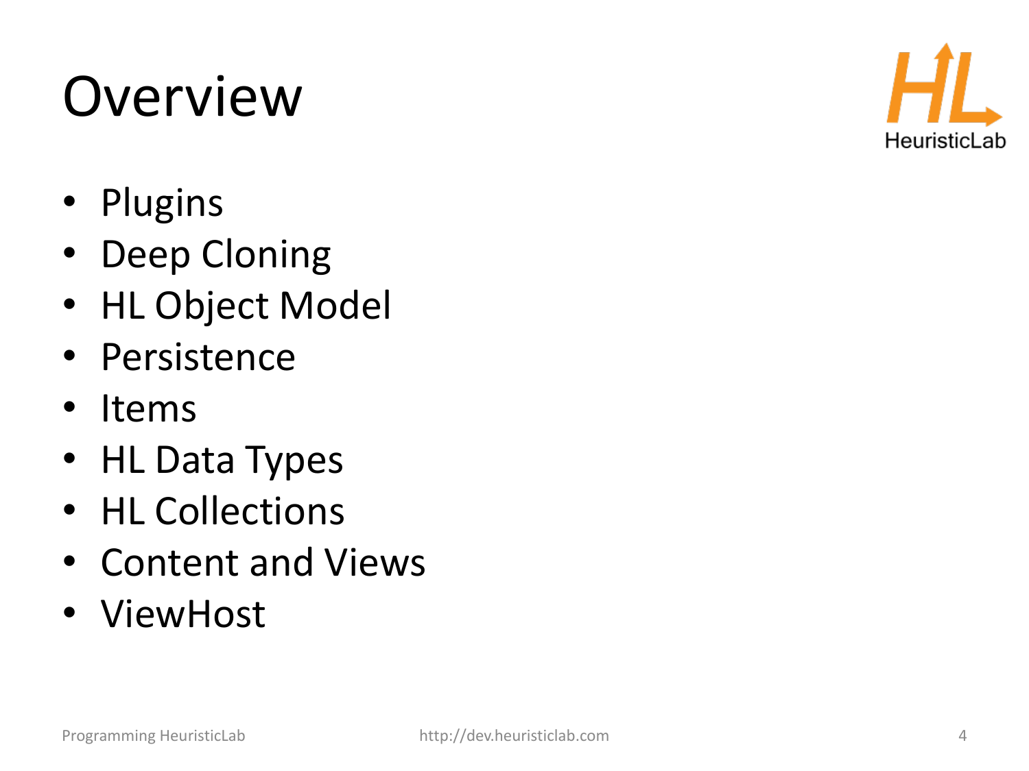# Overview

- Plugins
- Deep Cloning
- HL Object Model
- Persistence
- Items
- HL Data Types
- HL Collections
- Content and Views
- ViewHost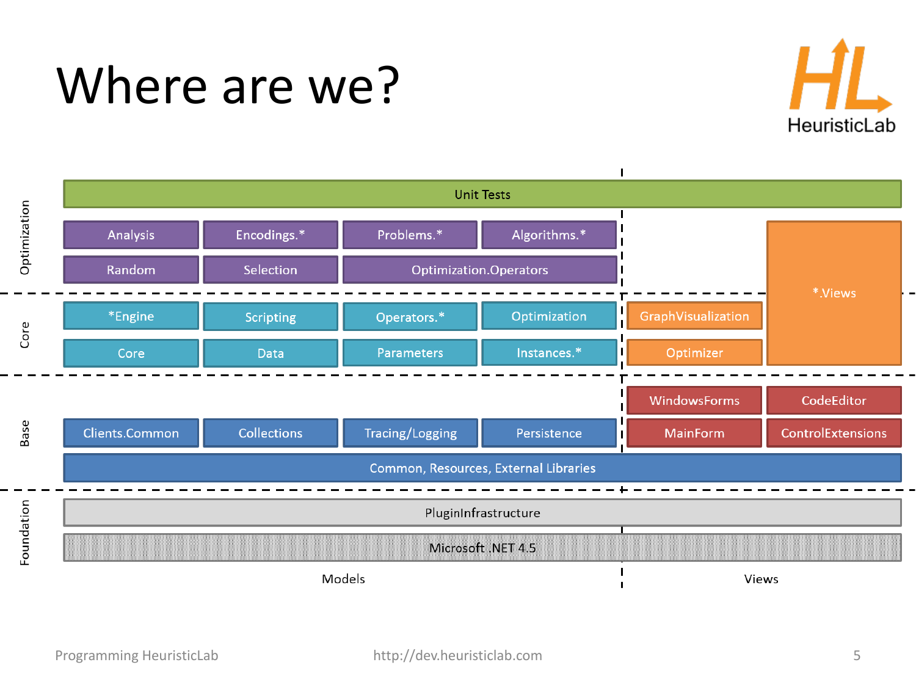# Where are we?

| Layer | Models | | | | Views | |
|---|---|---|---|---|---|---|
| Optimization | Unit Tests | | | | | |
| | Analysis | Encodings.* | Problems.* | Algorithms.* | | *.Views |
| | Random | Selection | Optimization.Operators | | | |
| Core | *Engine | Scripting | Operators.* | Optimization | GraphVisualization | |
| | Core | Data | Parameters | Instances.* | Optimizer | |
| Base | | | | | WindowsForms | CodeEditor |
| | Clients.Common | Collections | Tracing/Logging | Persistence | MainForm | ControlExtensions |
| | Common, Resources, External Libraries | | | | | |
| Foundation | PluginInfrastructure | | | | | |
| | Microsoft .NET 4.5 | | | | | |

Programming HeuristicLab

http://dev.heuristiclab.com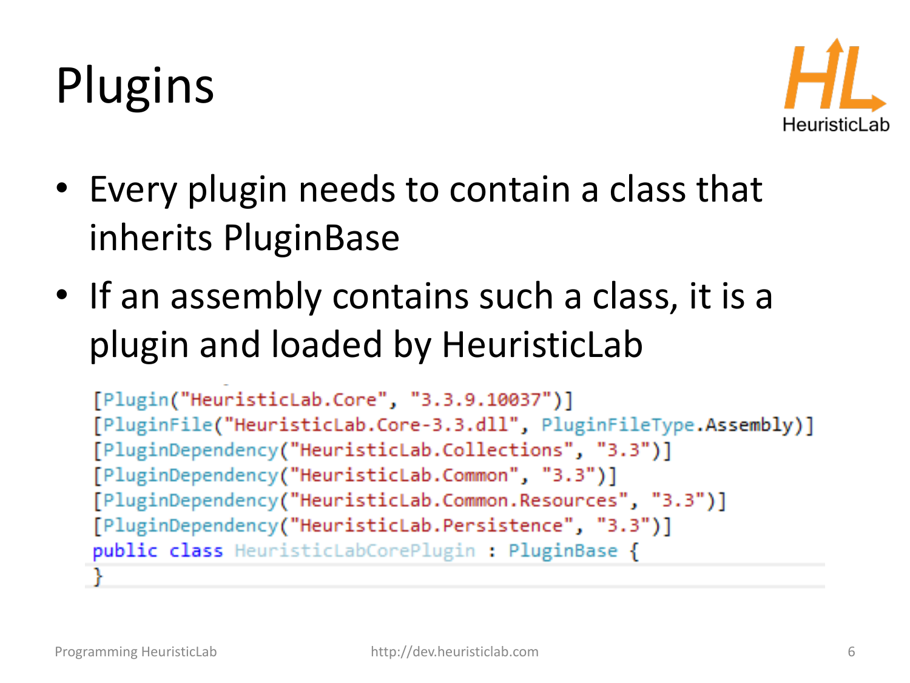# Plugins

- Every plugin needs to contain a class that inherits PluginBase
- If an assembly contains such a class, it is a plugin and loaded by HeuristicLab

```
[Plugin("HeuristicLab.Core", "3.3.9.10037")]
[PluginFile("HeuristicLab.Core-3.3.dll", PluginFileType.Assembly)]
[PluginDependency("HeuristicLab.Collections", "3.3")]
[PluginDependency("HeuristicLab.Common", "3.3")]
[PluginDependency("HeuristicLab.Common.Resources", "3.3")]
[PluginDependency("HeuristicLab.Persistence", "3.3")]
public class HeuristicLabCorePlugin : PluginBase {
}
```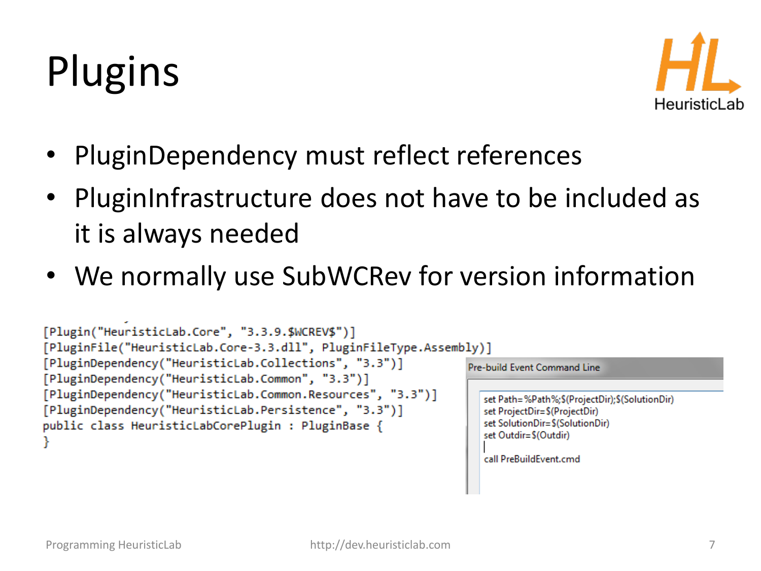# Plugins

- PluginDependency must reflect references
- PluginInfrastructure does not have to be included as it is always needed
- We normally use SubWCRev for version information

```
[Plugin("HeuristicLab.Core", "3.3.9.$WCREV$")]
[PluginFile("HeuristicLab.Core-3.3.dll", PluginFileType.Assembly)]
[PluginDependency("HeuristicLab.Collections", "3.3")]
[PluginDependency("HeuristicLab.Common", "3.3")]
[PluginDependency("HeuristicLab.Common.Resources", "3.3")]
[PluginDependency("HeuristicLab.Persistence", "3.3")]
public class HeuristicLabCorePlugin : PluginBase {
}
```

Pre-build Event Command Line

```
set Path=%Path%;$(ProjectDir);$(SolutionDir)
set ProjectDir=$(ProjectDir)
set SolutionDir=$(SolutionDir)
set Outdir=$(Outdir)

call PreBuildEvent.cmd
```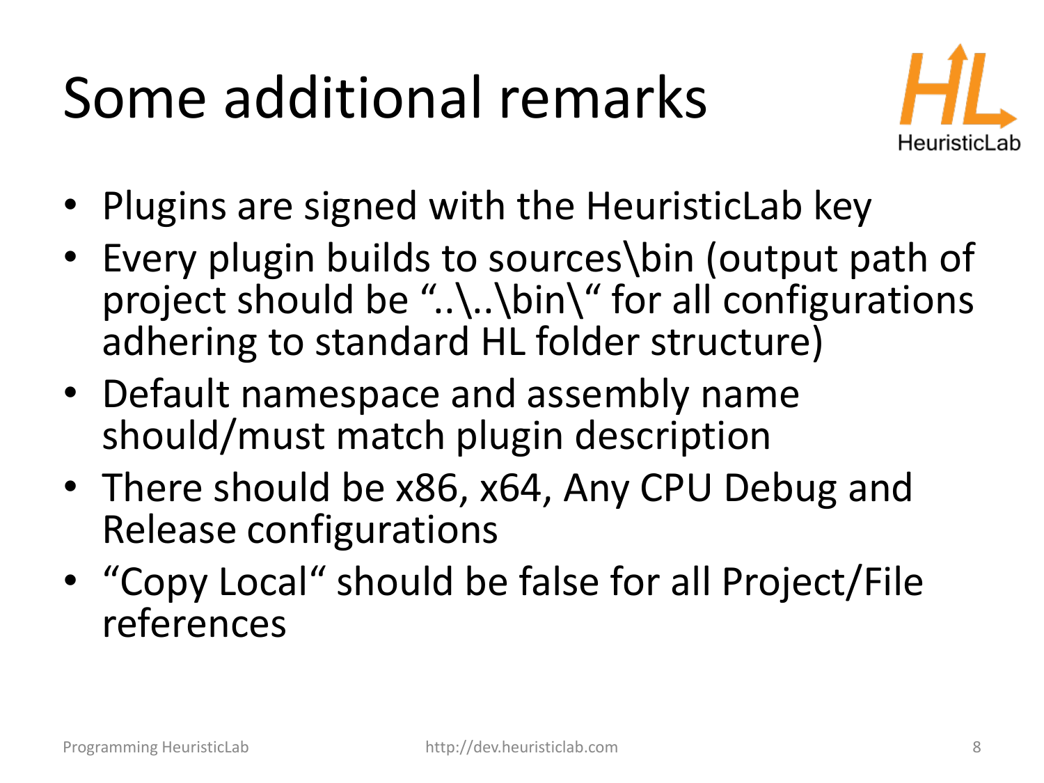# Some additional remarks

- Plugins are signed with the HeuristicLab key
- Every plugin builds to sources\bin (output path of project should be "..\..\bin\" for all configurations adhering to standard HL folder structure)
- Default namespace and assembly name should/must match plugin description
- There should be x86, x64, Any CPU Debug and Release configurations
- "Copy Local" should be false for all Project/File references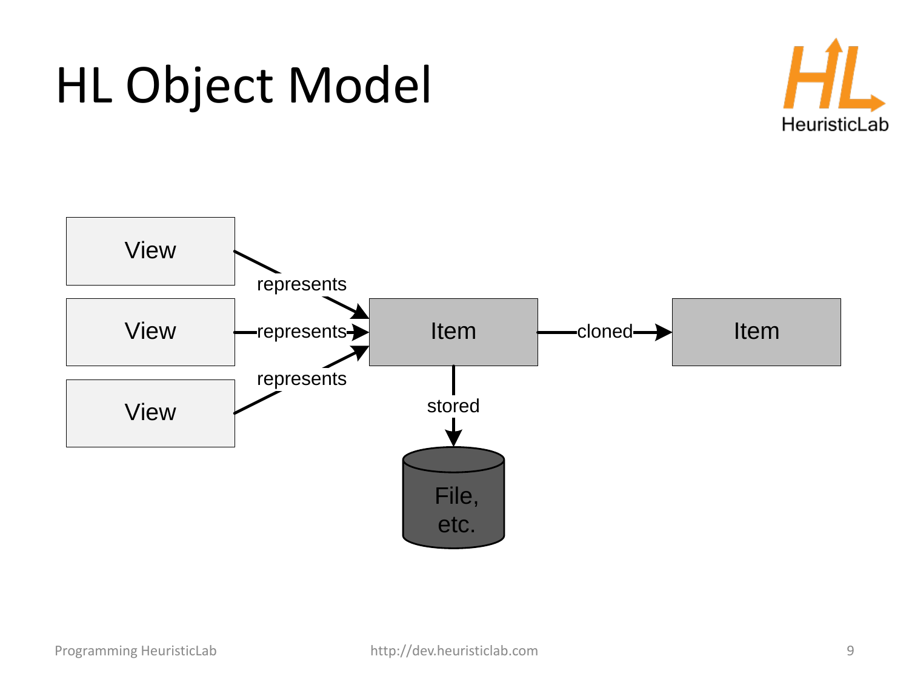# HL Object Model

View — represents → Item

View — represents → Item

View — represents → Item

Item — cloned → Item

Item — stored → File, etc.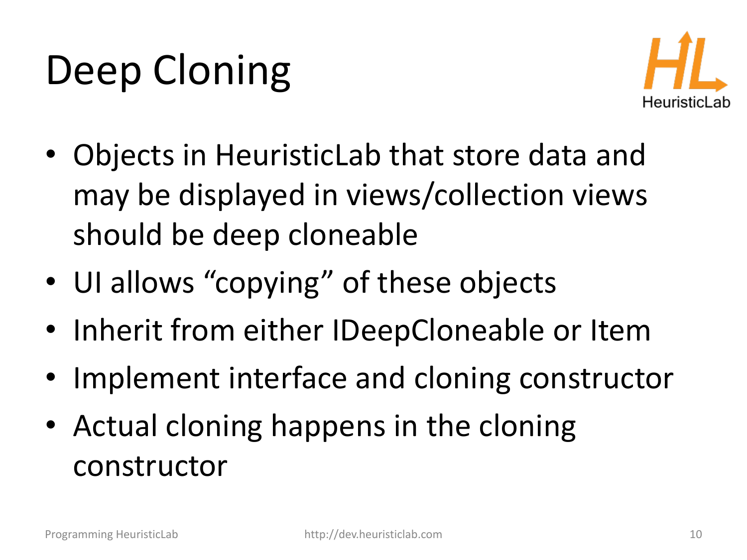# Deep Cloning

- Objects in HeuristicLab that store data and may be displayed in views/collection views should be deep cloneable
- UI allows "copying" of these objects
- Inherit from either IDeepCloneable or Item
- Implement interface and cloning constructor
- Actual cloning happens in the cloning constructor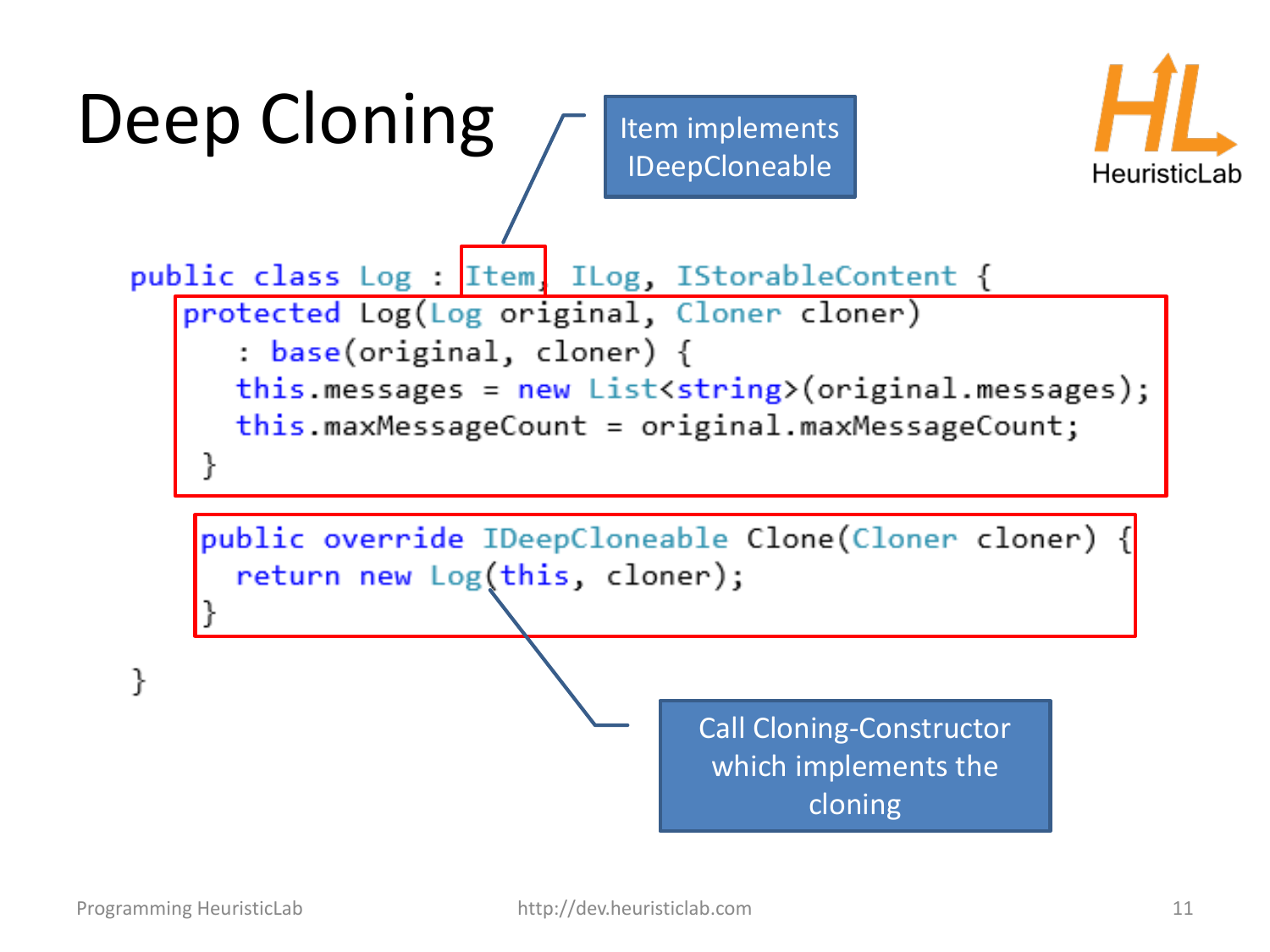# Deep Cloning

Item implements IDeepCloneable

```
public class Log : Item, ILog, IStorableContent {
  protected Log(Log original, Cloner cloner)
    : base(original, cloner) {
    this.messages = new List<string>(original.messages);
    this.maxMessageCount = original.maxMessageCount;
  }

  public override IDeepCloneable Clone(Cloner cloner) {
    return new Log(this, cloner);
  }

}
```

Call Cloning-Constructor which implements the cloning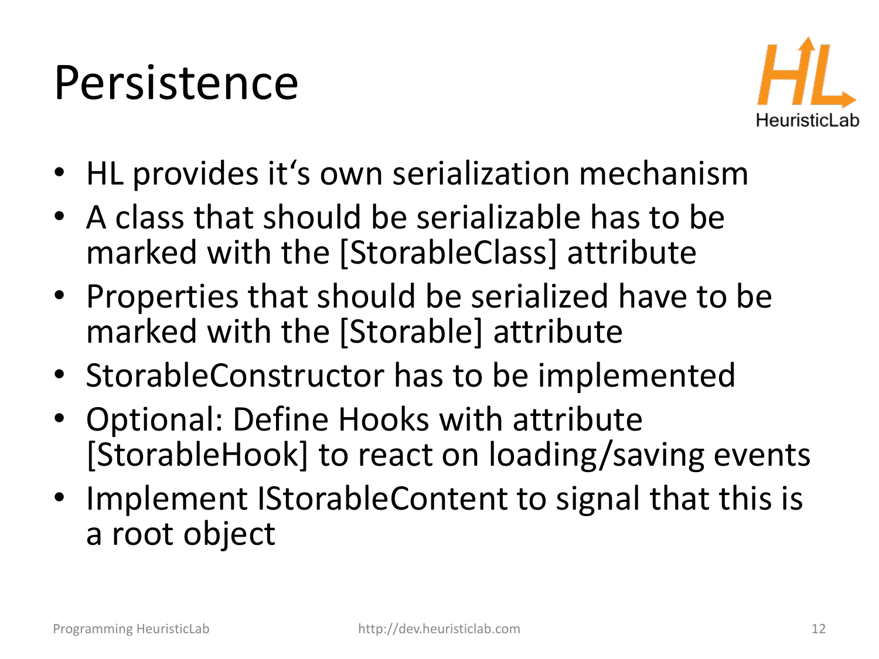# Persistence

- HL provides it‘s own serialization mechanism
- A class that should be serializable has to be marked with the [StorableClass] attribute
- Properties that should be serialized have to be marked with the [Storable] attribute
- StorableConstructor has to be implemented
- Optional: Define Hooks with attribute [StorableHook] to react on loading/saving events
- Implement IStorableContent to signal that this is a root object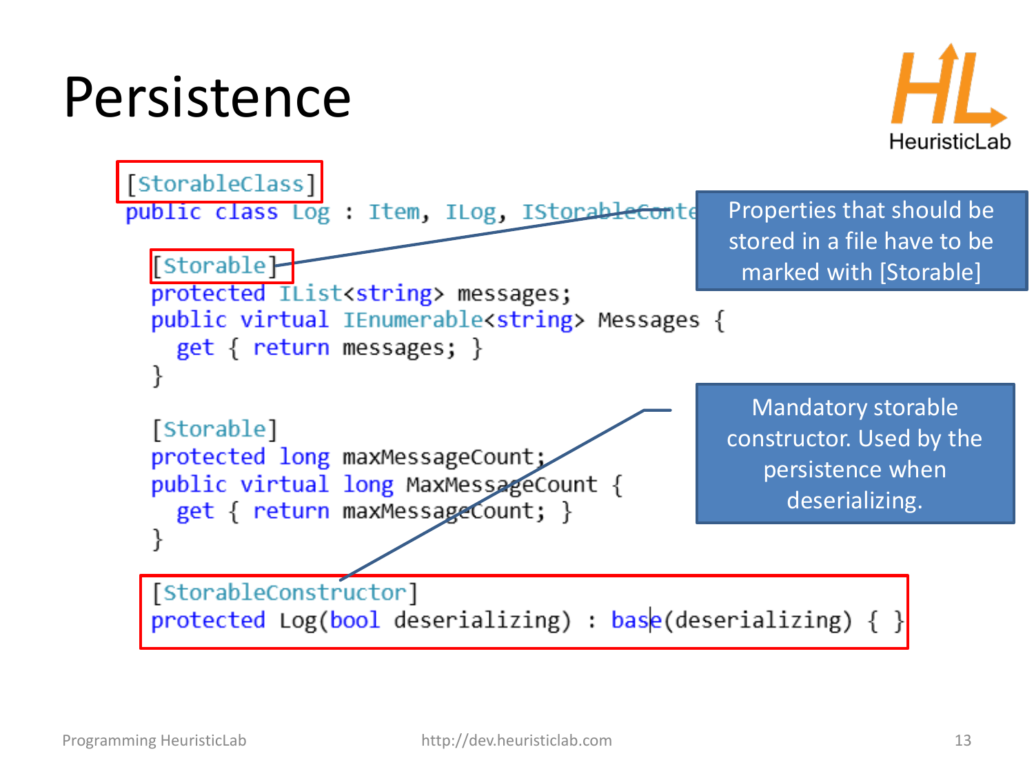# Persistence

```
[StorableClass]
public class Log : Item, ILog, IStorableConte

  [Storable]
  protected IList<string> messages;
  public virtual IEnumerable<string> Messages {
    get { return messages; }
  }

  [Storable]
  protected long maxMessageCount;
  public virtual long MaxMessageCount {
    get { return maxMessageCount; }
  }

  [StorableConstructor]
  protected Log(bool deserializing) : base(deserializing) { }
```

Properties that should be stored in a file have to be marked with [Storable]

Mandatory storable constructor. Used by the persistence when deserializing.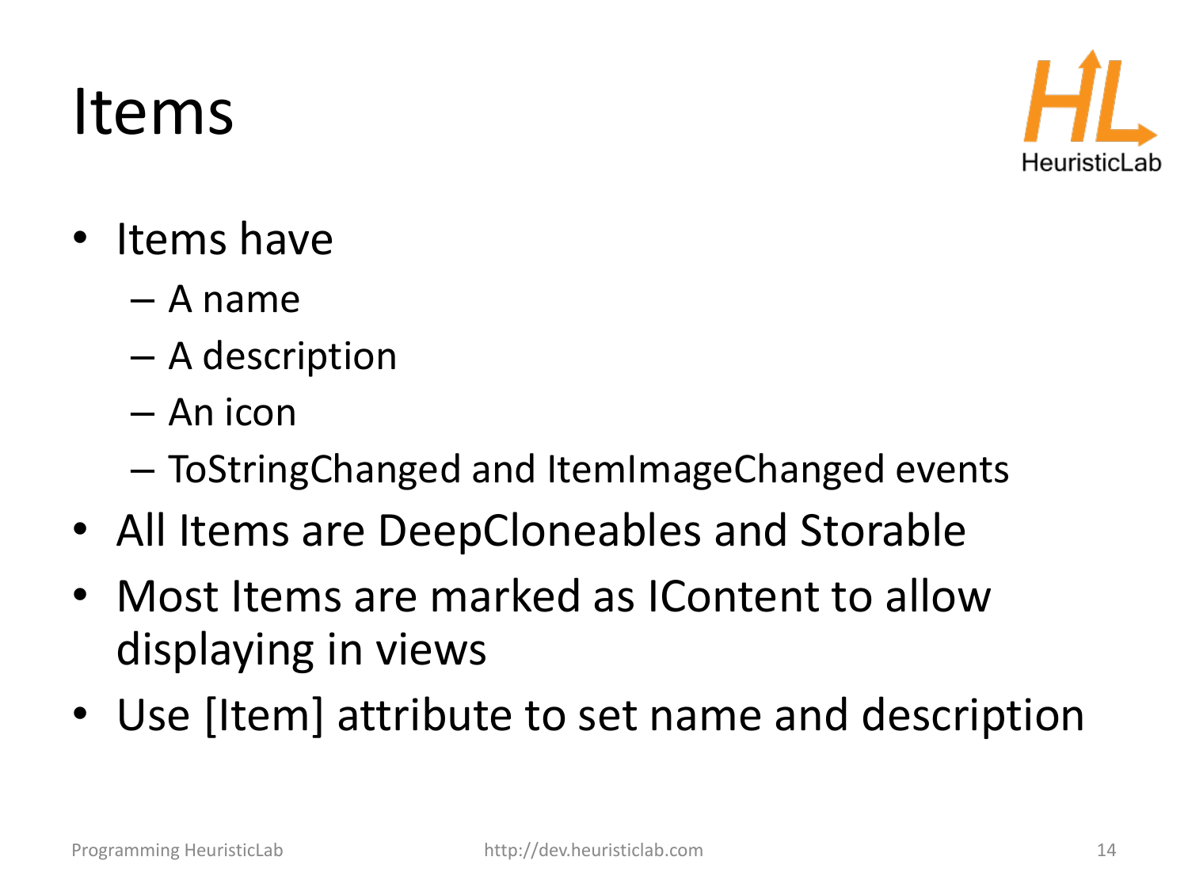# Items

- Items have
  - A name
  - A description
  - An icon
  - ToStringChanged and ItemImageChanged events
- All Items are DeepCloneables and Storable
- Most Items are marked as IContent to allow displaying in views
- Use [Item] attribute to set name and description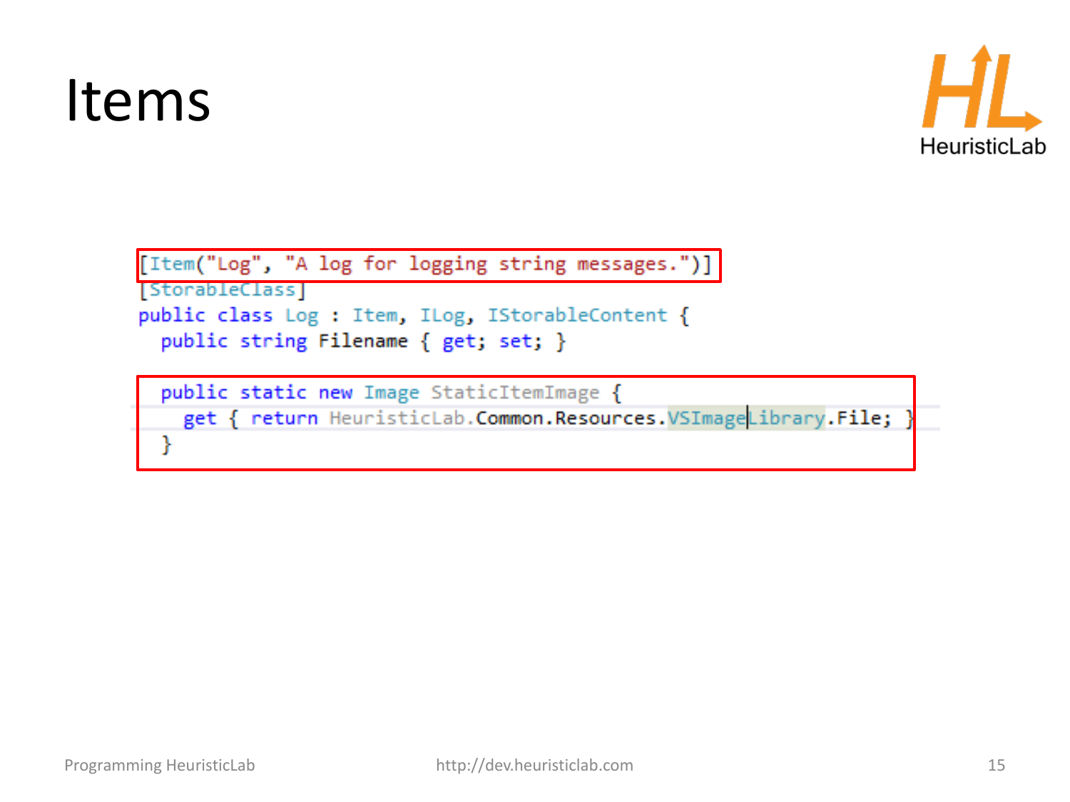# Items

```csharp
[Item("Log", "A log for logging string messages.")]
[StorableClass]
public class Log : Item, ILog, IStorableContent {
  public string Filename { get; set; }

  public static new Image StaticItemImage {
    get { return HeuristicLab.Common.Resources.VSImageLibrary.File; }
  }
```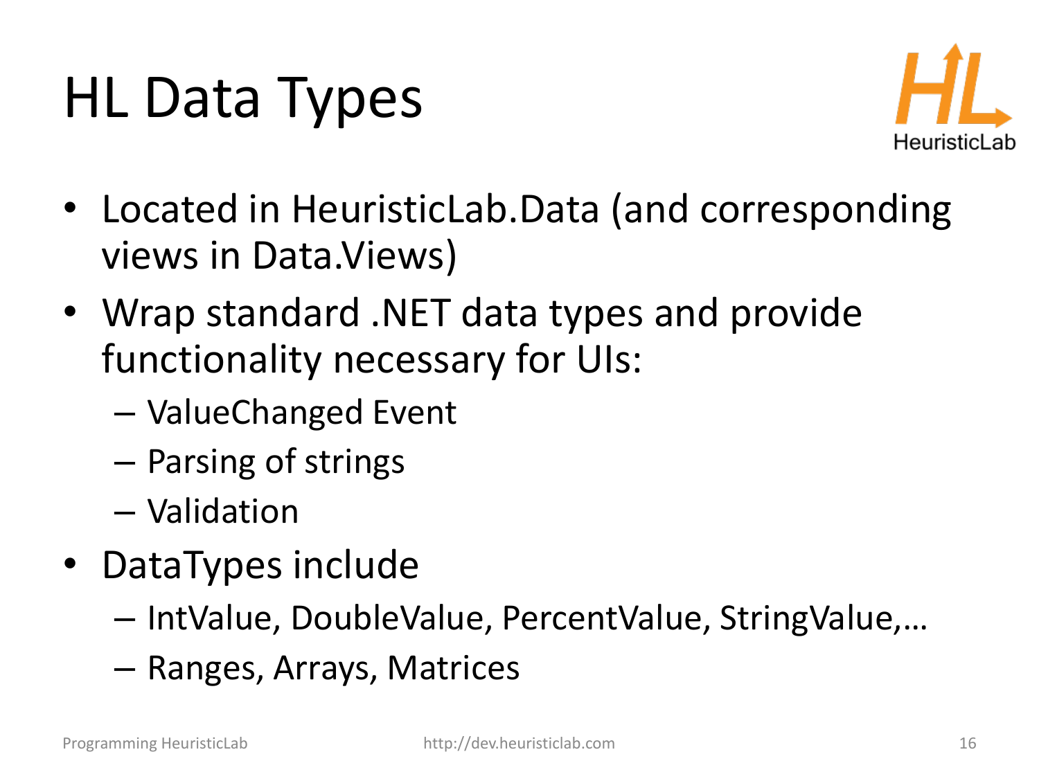# HL Data Types

- Located in HeuristicLab.Data (and corresponding views in Data.Views)
- Wrap standard .NET data types and provide functionality necessary for UIs:
  - ValueChanged Event
  - Parsing of strings
  - Validation
- DataTypes include
  - IntValue, DoubleValue, PercentValue, StringValue,…
  - Ranges, Arrays, Matrices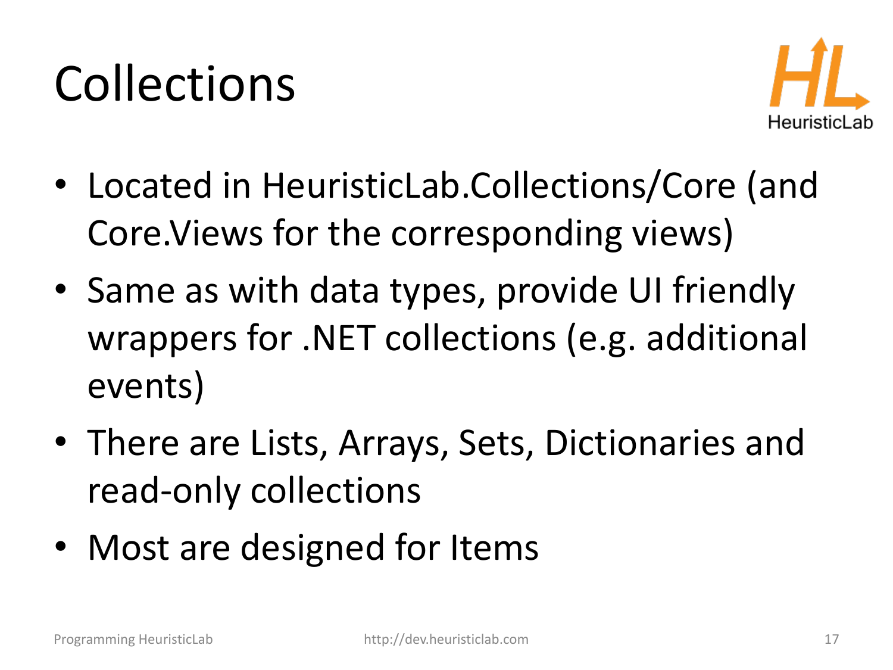# Collections

- Located in HeuristicLab.Collections/Core (and Core.Views for the corresponding views)
- Same as with data types, provide UI friendly wrappers for .NET collections (e.g. additional events)
- There are Lists, Arrays, Sets, Dictionaries and read-only collections
- Most are designed for Items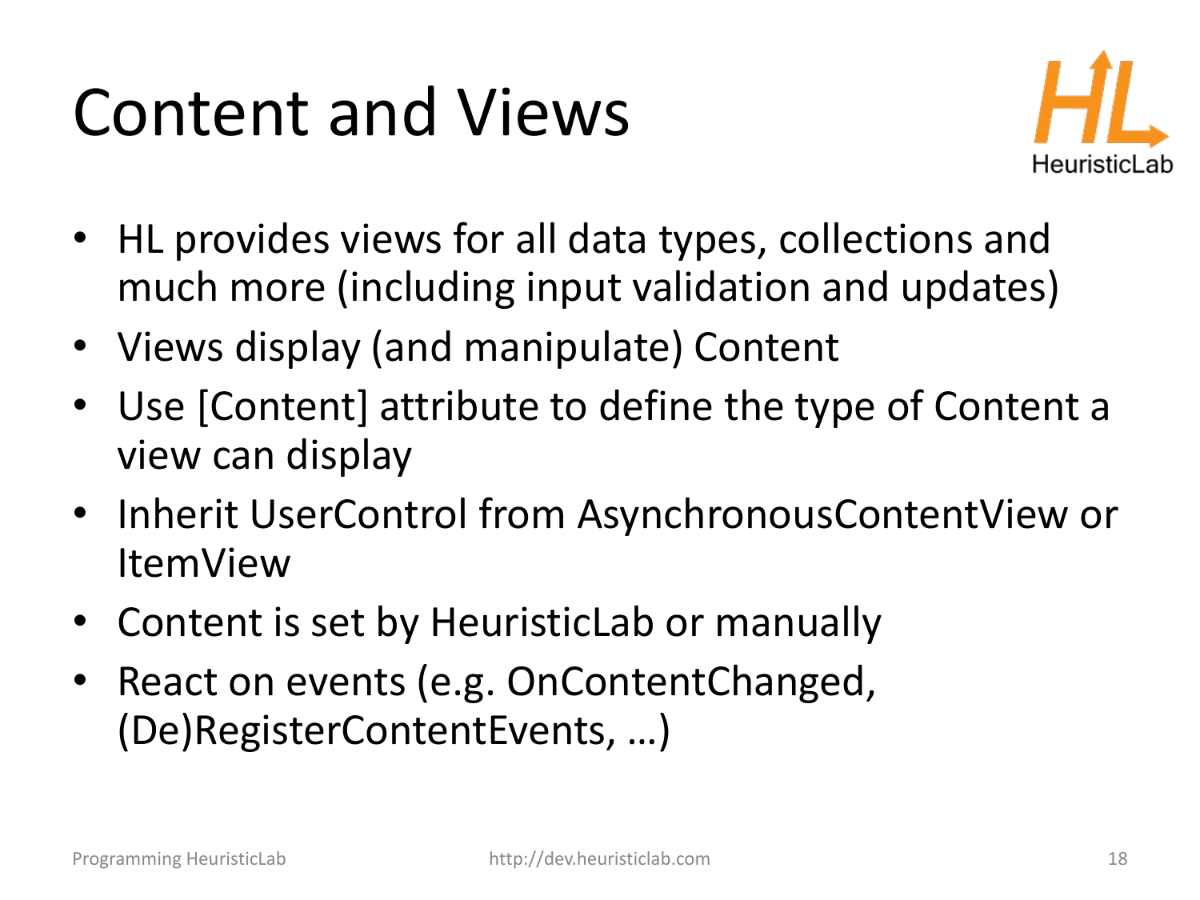# Content and Views

- HL provides views for all data types, collections and much more (including input validation and updates)
- Views display (and manipulate) Content
- Use [Content] attribute to define the type of Content a view can display
- Inherit UserControl from AsynchronousContentView or ItemView
- Content is set by HeuristicLab or manually
- React on events (e.g. OnContentChanged, (De)RegisterContentEvents, …)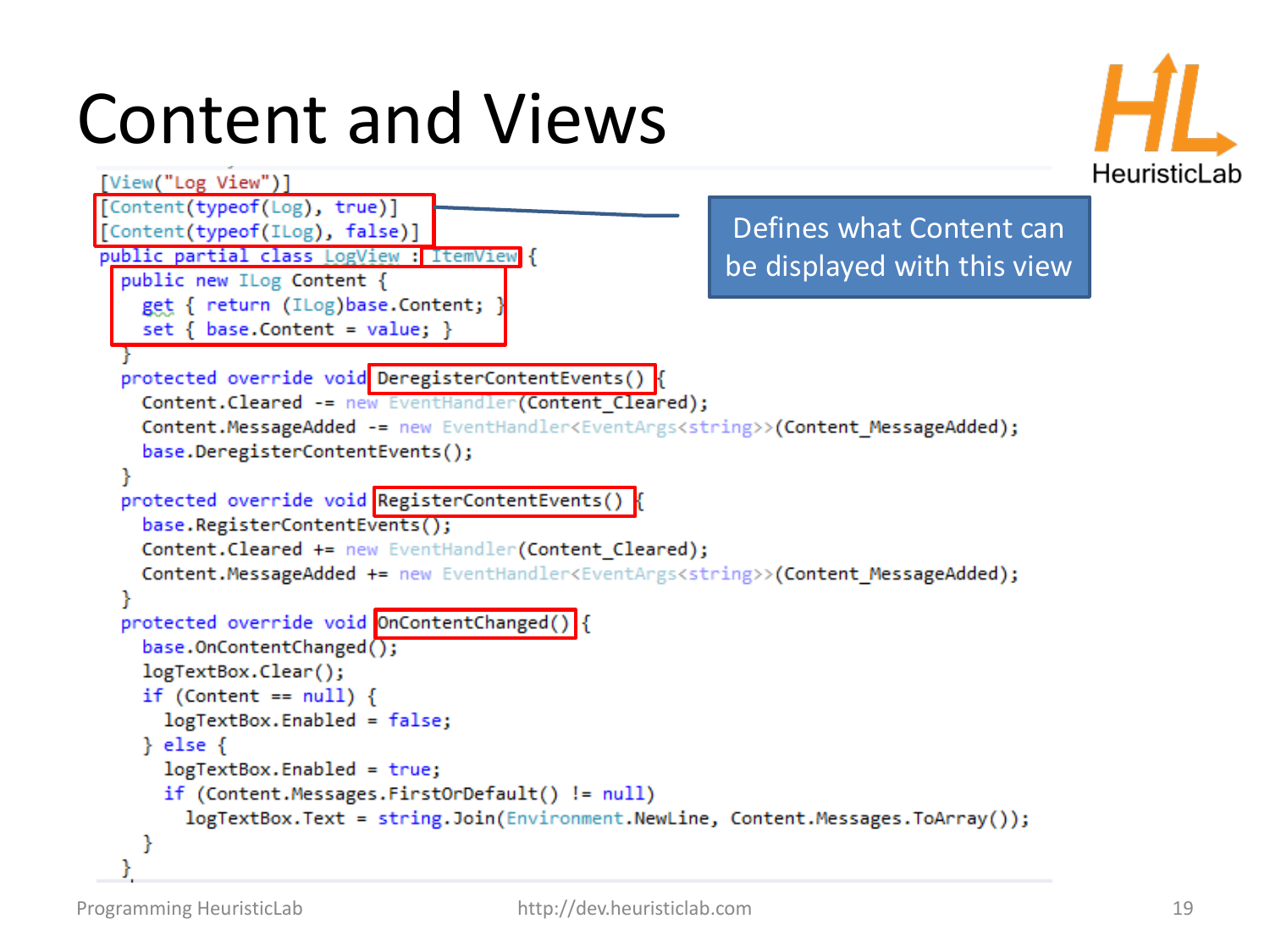# Content and Views

```
[View("Log View")]
[Content(typeof(Log), true)]
[Content(typeof(ILog), false)]
public partial class LogView : ItemView {
  public new ILog Content {
    get { return (ILog)base.Content; }
    set { base.Content = value; }
  }
  protected override void DeregisterContentEvents() {
    Content.Cleared -= new EventHandler(Content_Cleared);
    Content.MessageAdded -= new EventHandler<EventArgs<string>>(Content_MessageAdded);
    base.DeregisterContentEvents();
  }
  protected override void RegisterContentEvents() {
    base.RegisterContentEvents();
    Content.Cleared += new EventHandler(Content_Cleared);
    Content.MessageAdded += new EventHandler<EventArgs<string>>(Content_MessageAdded);
  }
  protected override void OnContentChanged() {
    base.OnContentChanged();
    logTextBox.Clear();
    if (Content == null) {
      logTextBox.Enabled = false;
    } else {
      logTextBox.Enabled = true;
      if (Content.Messages.FirstOrDefault() != null)
        logTextBox.Text = string.Join(Environment.NewLine, Content.Messages.ToArray());
    }
  }
```

Defines what Content can be displayed with this view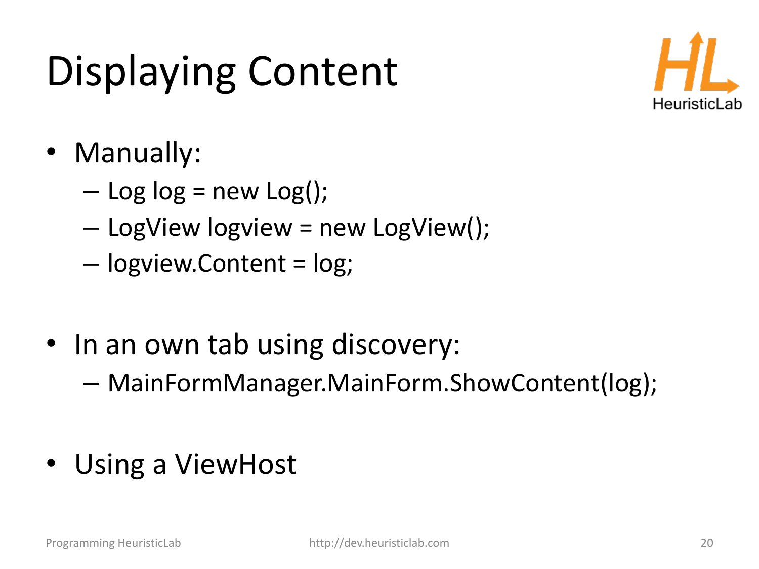# Displaying Content

- Manually:
  - Log log = new Log();
  - LogView logview = new LogView();
  - logview.Content = log;

- In an own tab using discovery:
  - MainFormManager.MainForm.ShowContent(log);

- Using a ViewHost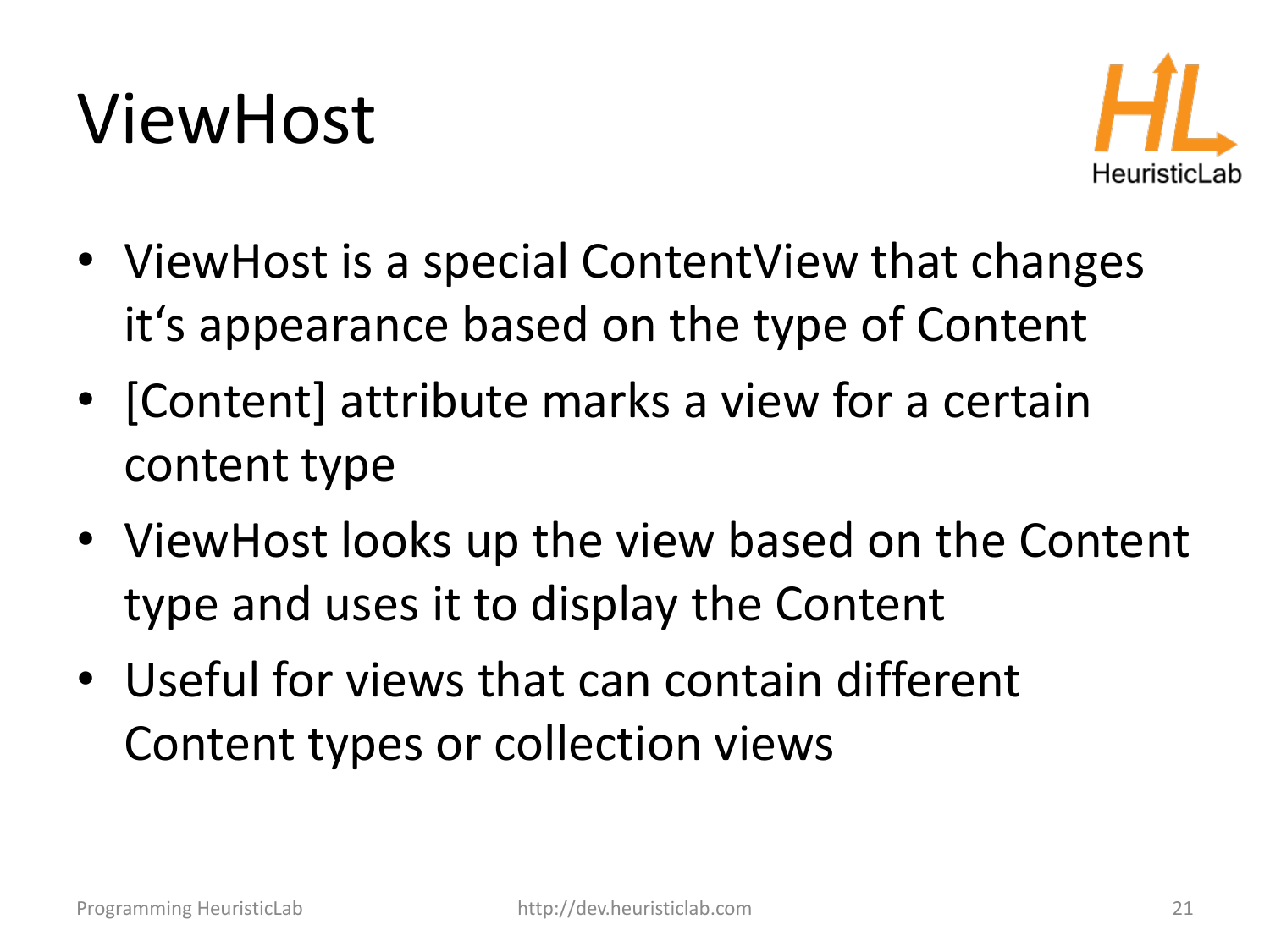# ViewHost

- ViewHost is a special ContentView that changes it‘s appearance based on the type of Content
- [Content] attribute marks a view for a certain content type
- ViewHost looks up the view based on the Content type and uses it to display the Content
- Useful for views that can contain different Content types or collection views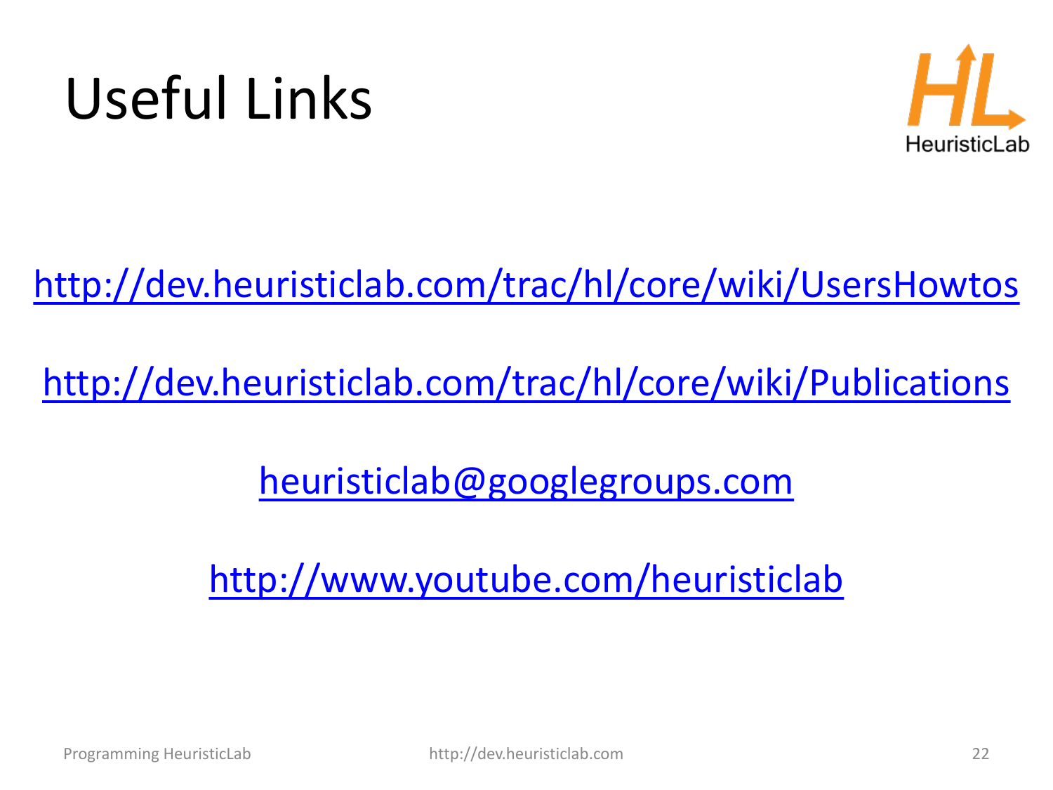# Useful Links

http://dev.heuristiclab.com/trac/hl/core/wiki/UsersHowtos

http://dev.heuristiclab.com/trac/hl/core/wiki/Publications

heuristiclab@googlegroups.com

http://www.youtube.com/heuristiclab